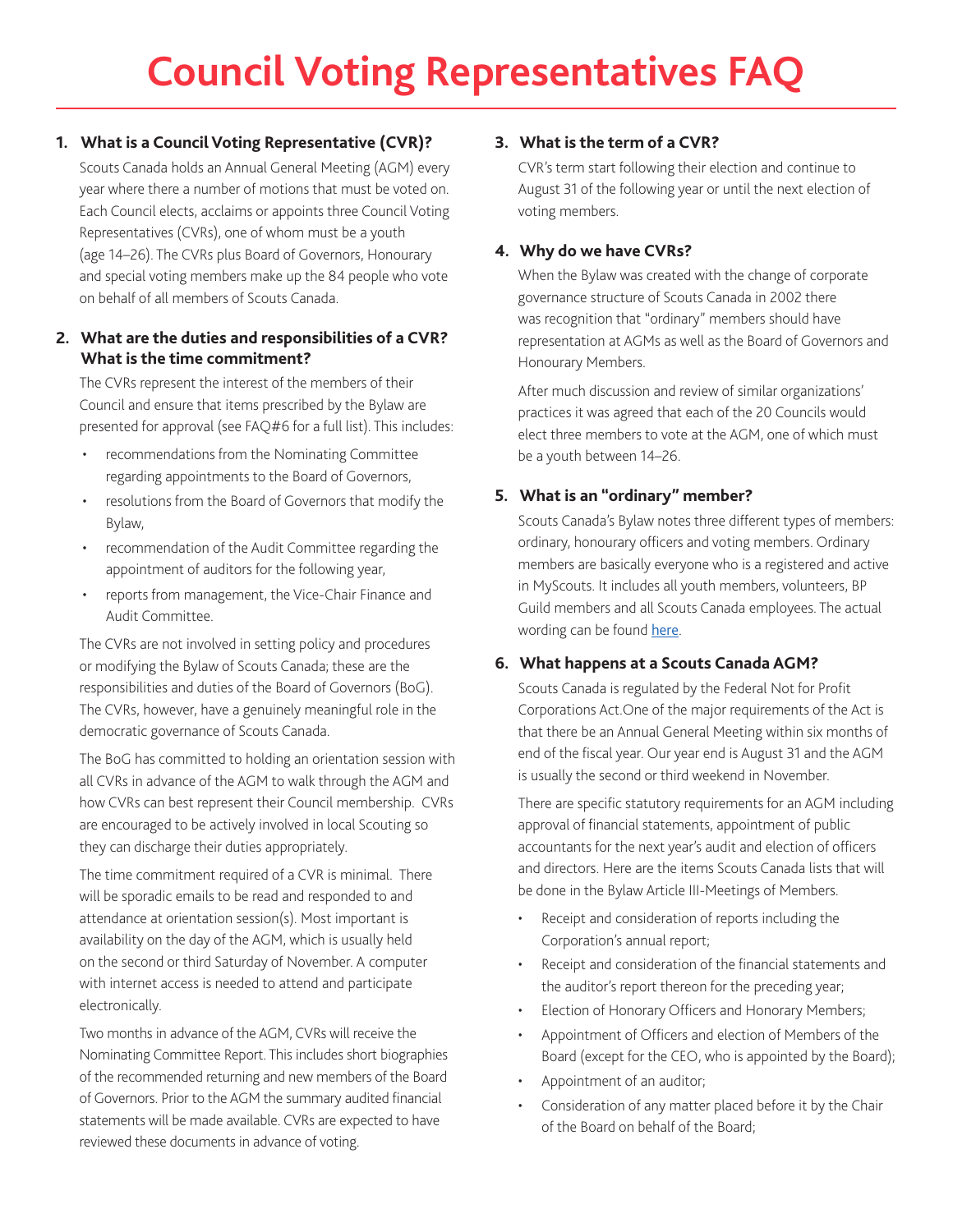# Council Voting Representatives FAQ

## 1. What is a Council Voting Representative (CVR)?

Scouts Canada holds an Annual General Meeting (AGM) every year where there a number of motions that must be voted on. Each Council elects, acclaims or appoints three Council Voting Representatives (CVRs), one of whom must be a youth (age 14–26). The CVRs plus Board of Governors, Honourary and special voting members make up the 84 people who vote on behalf of all members of Scouts Canada.

## 2. What are the duties and responsibilities of a CVR? What is the time commitment?

The CVRs represent the interest of the members of their Council and ensure that items prescribed by the Bylaw are presented for approval (see FAQ#6 for a full list). This includes:

- recommendations from the Nominating Committee regarding appointments to the Board of Governors,
- resolutions from the Board of Governors that modify the Bylaw,
- recommendation of the Audit Committee regarding the appointment of auditors for the following year,
- reports from management, the Vice-Chair Finance and Audit Committee.

The CVRs are not involved in setting policy and procedures or modifying the Bylaw of Scouts Canada; these are the responsibilities and duties of the Board of Governors (BoG). The CVRs, however, have a genuinely meaningful role in the democratic governance of Scouts Canada.

The BoG has committed to holding an orientation session with all CVRs in advance of the AGM to walk through the AGM and how CVRs can best represent their Council membership. CVRs are encouraged to be actively involved in local Scouting so they can discharge their duties appropriately.

The time commitment required of a CVR is minimal. There will be sporadic emails to be read and responded to and attendance at orientation session(s). Most important is availability on the day of the AGM, which is usually held on the second or third Saturday of November. A computer with internet access is needed to attend and participate electronically.

Two months in advance of the AGM, CVRs will receive the Nominating Committee Report. This includes short biographies of the recommended returning and new members of the Board of Governors. Prior to the AGM the summary audited financial statements will be made available. CVRs are expected to have reviewed these documents in advance of voting.

## 3. What is the term of a CVR?

CVR's term start following their election and continue to August 31 of the following year or until the next election of voting members.

## 4. Why do we have CVRs?

When the Bylaw was created with the change of corporate governance structure of Scouts Canada in 2002 there was recognition that "ordinary" members should have representation at AGMs as well as the Board of Governors and Honourary Members.

After much discussion and review of similar organizations' practices it was agreed that each of the 20 Councils would elect three members to vote at the AGM, one of which must be a youth between 14–26.

## 5. What is an "ordinary" member?

Scouts Canada's Bylaw notes three different types of members: ordinary, honourary officers and voting members. Ordinary members are basically everyone who is a registered and active in MyScouts. It includes all youth members, volunteers, BP Guild members and all Scouts Canada employees. The actual wording can be found here.

## 6. What happens at a Scouts Canada AGM?

Scouts Canada is regulated by the Federal Not for Profit Corporations Act.One of the major requirements of the Act is that there be an Annual General Meeting within six months of end of the fiscal year. Our year end is August 31 and the AGM is usually the second or third weekend in November.

There are specific statutory requirements for an AGM including approval of financial statements, appointment of public accountants for the next year's audit and election of officers and directors. Here are the items Scouts Canada lists that will be done in the Bylaw Article III-Meetings of Members.

- Receipt and consideration of reports including the Corporation's annual report;
- Receipt and consideration of the financial statements and the auditor's report thereon for the preceding year;
- Election of Honorary Officers and Honorary Members;
- Appointment of Officers and election of Members of the Board (except for the CEO, who is appointed by the Board);
- Appointment of an auditor;
- Consideration of any matter placed before it by the Chair of the Board on behalf of the Board;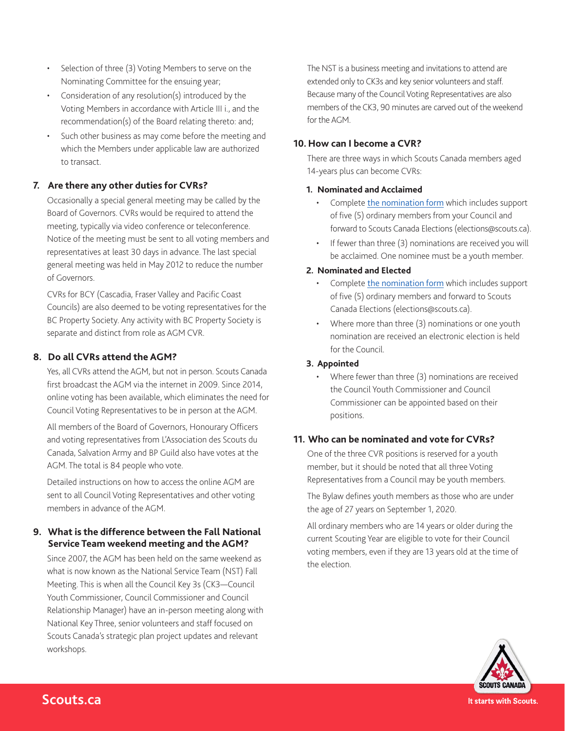- Selection of three (3) Voting Members to serve on the Nominating Committee for the ensuing year;
- Consideration of any resolution(s) introduced by the Voting Members in accordance with Article III i., and the recommendation(s) of the Board relating thereto: and;
- Such other business as may come before the meeting and which the Members under applicable law are authorized to transact.

### 7. Are there any other duties for CVRs?

Occasionally a special general meeting may be called by the Board of Governors. CVRs would be required to attend the meeting, typically via video conference or teleconference. Notice of the meeting must be sent to all voting members and representatives at least 30 days in advance. The last special general meeting was held in May 2012 to reduce the number of Governors.

CVRs for BCY (Cascadia, Fraser Valley and Pacific Coast Councils) are also deemed to be voting representatives for the BC Property Society. Any activity with BC Property Society is separate and distinct from role as AGM CVR.

### 8. Do all CVRs attend the AGM?

Yes, all CVRs attend the AGM, but not in person. Scouts Canada first broadcast the AGM via the internet in 2009. Since 2014, online voting has been available, which eliminates the need for Council Voting Representatives to be in person at the AGM.

All members of the Board of Governors, Honourary Officers and voting representatives from L'Association des Scouts du Canada, Salvation Army and BP Guild also have votes at the AGM. The total is 84 people who vote.

Detailed instructions on how to access the online AGM are sent to all Council Voting Representatives and other voting members in advance of the AGM.

### 9. What is the difference between the Fall National Service Team weekend meeting and the AGM?

Since 2007, the AGM has been held on the same weekend as what is now known as the National Service Team (NST) Fall Meeting. This is when all the Council Key 3s (CK3—Council Youth Commissioner, Council Commissioner and Council Relationship Manager) have an in-person meeting along with National Key Three, senior volunteers and staff focused on Scouts Canada's strategic plan project updates and relevant workshops.

The NST is a business meeting and invitations to attend are extended only to CK3s and key senior volunteers and staff. Because many of the Council Voting Representatives are also members of the CK3, 90 minutes are carved out of the weekend for the AGM.

### 10. How can I become a CVR?

There are three ways in which Scouts Canada members aged 14-years plus can become CVRs:

**1. Nominated and Acclaimed**

- Complete the nomination form which includes support of five (5) ordinary members from your Council and forward to Scouts Canada Elections (elections@scouts.ca).
- If fewer than three (3) nominations are received you will be acclaimed. One nominee must be a youth member.

**2. Nominated and Elected**

- Complete the nomination form which includes support of five (5) ordinary members and forward to Scouts Canada Elections (elections@scouts.ca).
- Where more than three (3) nominations or one youth nomination are received an electronic election is held for the Council.

**3. Appointed**

- Where fewer than three (3) nominations are received the Council Youth Commissioner and Council Commissioner can be appointed based on their positions.

### 11. Who can be nominated and vote for CVRs?

One of the three CVR positions is reserved for a youth member, but it should be noted that all three Voting Representatives from a Council may be youth members.

The Bylaw defines youth members as those who are under the age of 27 years on September 1, 2020.

All ordinary members who are 14 years or older during the current Scouting Year are eligible to vote for their Council voting members, even if they are 13 years old at the time of the election.